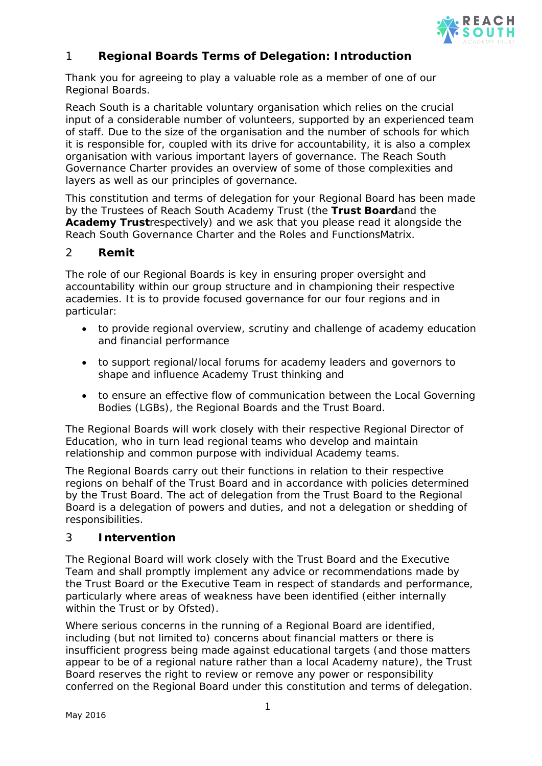## 1 Regional Boards Terms of Delegation: Introduction

Thank you for agreeing to play a valuable role as a member of one of our Regional Boards.

Reach South is a charitable voluntary organisation which relies on the crucial input of a considerable number of volunteers, supported by an experienced team of staff. Due to the size of the organisation and the number of schools for which it is responsible for, coupled with its drive for accountability, it is also a complex organisation with various important layers of governance. The Reach South Governance Charter provides an overview of some of those complexities and layers as well as our principles of governance.

This constitution and terms of delegation for your Regional Board has been made by the Trustees of Reach South Academy Trust (the **Trust Board**and the **Academy Trust**respectively) and we ask that you please read it alongside the Reach South Governance Charter and the Roles and FunctionsMatrix.

## 2 Remit

The role of our Regional Boards is key in ensuring proper oversight and accountability within our group structure and in championing their respective academies. It is to provide focused governance for our four regions and in particular:

- to provide regional overview, scrutiny and challenge of academy education and financial performance
- to support regional/local forums for academy leaders and governors to shape and influence Academy Trust thinking and
- to ensure an effective flow of communication between the Local Governing Bodies (LGBs), the Regional Boards and the Trust Board.

The Regional Boards will work closely with their respective Regional Director of Education, who in turn lead regional teams who develop and maintain relationship and common purpose with individual Academy teams.

The Regional Boards carry out their functions in relation to their respective regions on behalf of the Trust Board and in accordance with policies determined by the Trust Board. The act of delegation from the Trust Board to the Regional Board is a delegation of powers and duties, and not a delegation or shedding of responsibilities.

## 3 Intervention

The Regional Board will work closely with the Trust Board and the Executive Team and shall promptly implement any advice or recommendations made by the Trust Board or the Executive Team in respect of standards and performance, particularly where areas of weakness have been identified (either internally within the Trust or by Ofsted).

Where serious concerns in the running of a Regional Board are identified, including (but not limited to) concerns about financial matters or there is insufficient progress being made against educational targets (and those matters appear to be of a regional nature rather than a local Academy nature), the Trust Board reserves the right to review or remove any power or responsibility conferred on the Regional Board under this constitution and terms of delegation.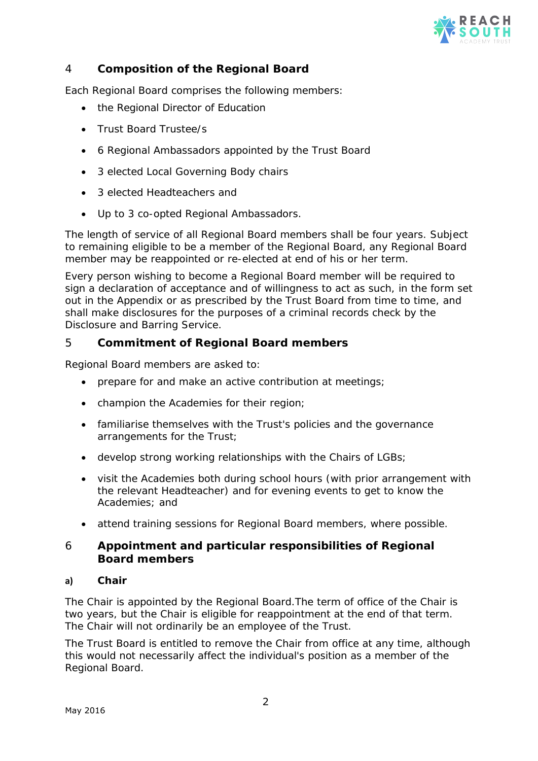## 4 Composition of the Regional Board

Each Regional Board comprises the following members:

- the Regional Director of Education
- Trust Board Trustee/s
- 6 Regional Ambassadors appointed by the Trust Board
- 3 elected Local Governing Body chairs
- 3 elected Headteachers and
- Up to 3 co-opted Regional Ambassadors.

The length of service of all Regional Board members shall be four years. Subject to remaining eligible to be a member of the Regional Board, any Regional Board member may be reappointed or re-elected at end of his or her term.

Every person wishing to become a Regional Board member will be required to sign a declaration of acceptance and of willingness to act as such, in the form set out in the Appendix or as prescribed by the Trust Board from time to time, and shall make disclosures for the purposes of a criminal records check by the Disclosure and Barring Service.

## 5 Commitment of Regional Board members

Regional Board members are asked to:

- prepare for and make an active contribution at meetings;
- champion the Academies for their region;
- familiarise themselves with the Trust's policies and the governance arrangements for the Trust;
- develop strong working relationships with the Chairs of LGBs;
- visit the Academies both during school hours (with prior arrangement with the relevant Headteacher) and for evening events to get to know the Academies; and
- attend training sessions for Regional Board members, where possible.

## 6 Appointment and particular responsibilities of Regional Board members

### a) Chair

The Chair is appointed by the Regional Board.The term of office of the Chair is two years, but the Chair is eligible for reappointment at the end of that term. The Chair will not ordinarily be an employee of the Trust.

The Trust Board is entitled to remove the Chair from office at any time, although this would not necessarily affect the individual's position as a member of the Regional Board.

May 2016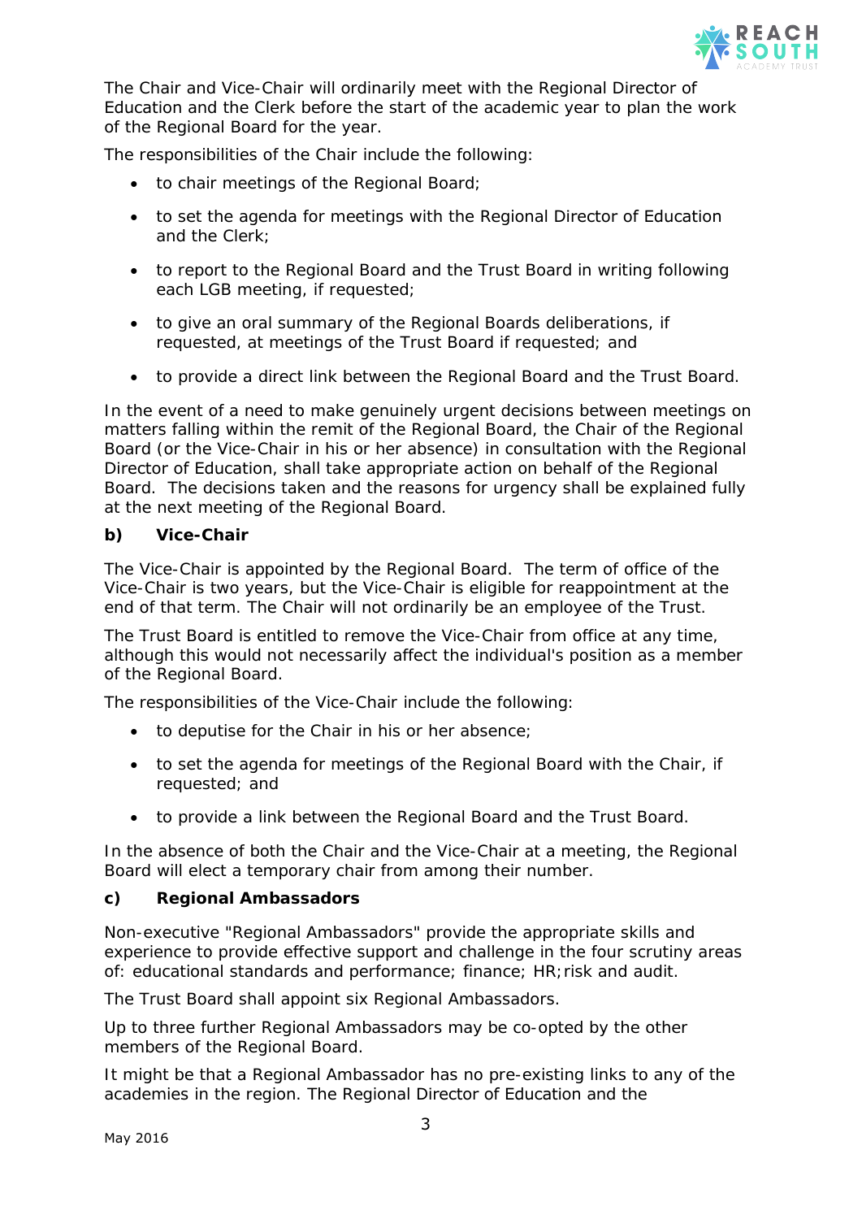The Chair and Vice-Chair will ordinarily meet with the Regional Director of Education and the Clerk before the start of the academic year to plan the work of the Regional Board for the year.

The responsibilities of the Chair include the following:

- to chair meetings of the Regional Board;
- to set the agenda for meetings with the Regional Director of Education and the Clerk;
- to report to the Regional Board and the Trust Board in writing following each LGB meeting, if requested;
- to give an oral summary of the Regional Boards deliberations, if requested, at meetings of the Trust Board if requested; and
- to provide a direct link between the Regional Board and the Trust Board.

In the event of a need to make genuinely urgent decisions between meetings on matters falling within the remit of the Regional Board, the Chair of the Regional Board (or the Vice-Chair in his or her absence) in consultation with the Regional Director of Education, shall take appropriate action on behalf of the Regional Board. The decisions taken and the reasons for urgency shall be explained fully at the next meeting of the Regional Board.

**b) Vice-Chair**

The Vice-Chair is appointed by the Regional Board. The term of office of the Vice-Chair is two years, but the Vice-Chair is eligible for reappointment at the end of that term. The Chair will not ordinarily be an employee of the Trust.

The Trust Board is entitled to remove the Vice-Chair from office at any time, although this would not necessarily affect the individual's position as a member of the Regional Board.

The responsibilities of the Vice-Chair include the following:

- to deputise for the Chair in his or her absence;
- to set the agenda for meetings of the Regional Board with the Chair, if requested; and
- to provide a link between the Regional Board and the Trust Board.

In the absence of both the Chair and the Vice-Chair at a meeting, the Regional Board will elect a temporary chair from among their number.

**c) Regional Ambassadors**

Non-executive "Regional Ambassadors" provide the appropriate skills and experience to provide effective support and challenge in the four scrutiny areas of: educational standards and performance; finance; HR; risk and audit.

The Trust Board shall appoint six Regional Ambassadors.

Up to three further Regional Ambassadors may be co-opted by the other members of the Regional Board.

It might be that a Regional Ambassador has no pre-existing links to any of the academies in the region. The Regional Director of Education and the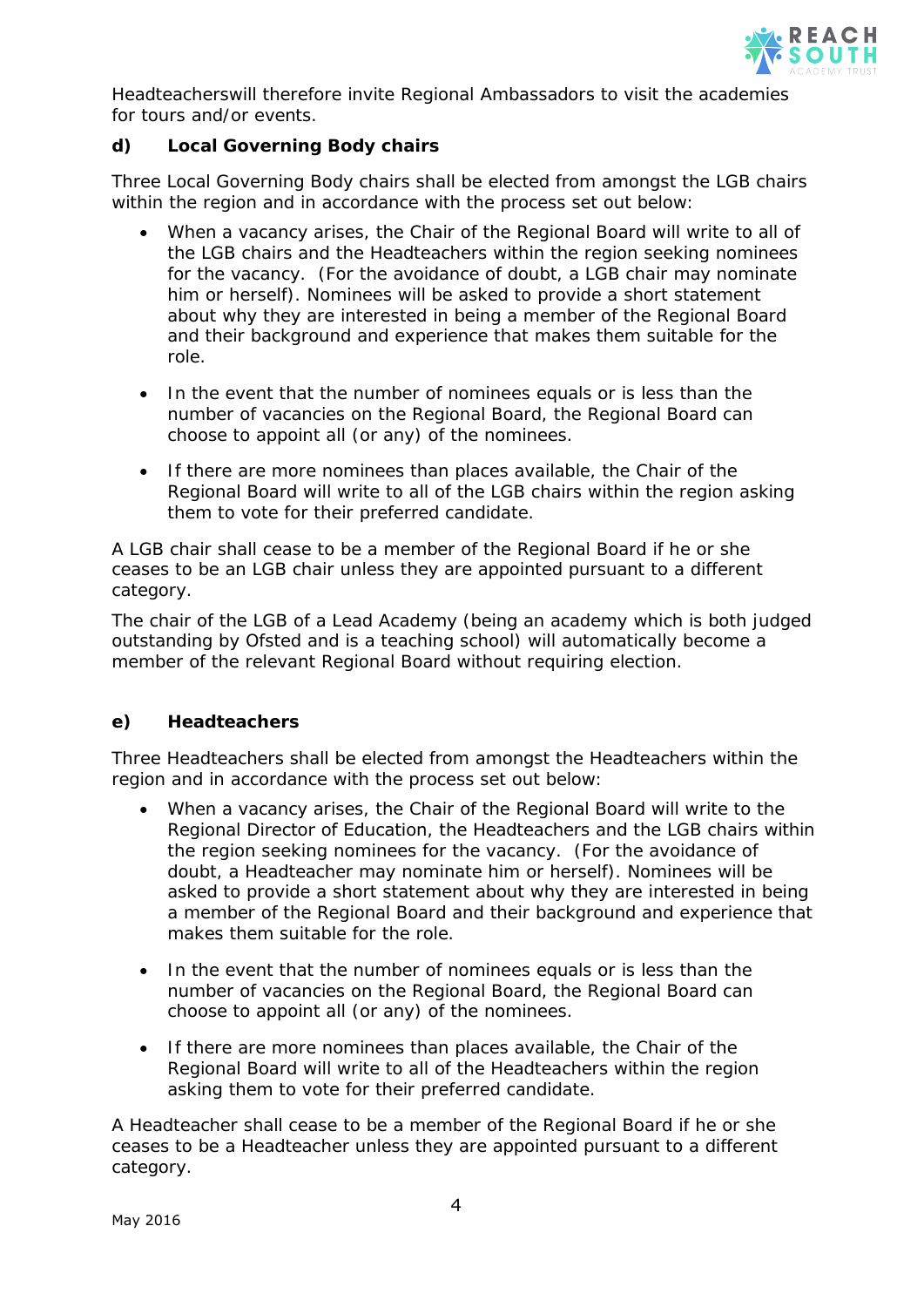Headteacherswill therefore invite Regional Ambassadors to visit the academies for tours and/or events.

**d) Local Governing Body chairs**

Three Local Governing Body chairs shall be elected from amongst the LGB chairs within the region and in accordance with the process set out below:

- When a vacancy arises, the Chair of the Regional Board will write to all of the LGB chairs and the Headteachers within the region seeking nominees for the vacancy. (For the avoidance of doubt, a LGB chair may nominate him or herself). Nominees will be asked to provide a short statement about why they are interested in being a member of the Regional Board and their background and experience that makes them suitable for the role.

- In the event that the number of nominees equals or is less than the number of vacancies on the Regional Board, the Regional Board can choose to appoint all (or any) of the nominees.

- If there are more nominees than places available, the Chair of the Regional Board will write to all of the LGB chairs within the region asking them to vote for their preferred candidate.

A LGB chair shall cease to be a member of the Regional Board if he or she ceases to be an LGB chair unless they are appointed pursuant to a different category.

The chair of the LGB of a Lead Academy (being an academy which is both judged outstanding by Ofsted and is a teaching school) will automatically become a member of the relevant Regional Board without requiring election.

**e) Headteachers**

Three Headteachers shall be elected from amongst the Headteachers within the region and in accordance with the process set out below:

- When a vacancy arises, the Chair of the Regional Board will write to the Regional Director of Education, the Headteachers and the LGB chairs within the region seeking nominees for the vacancy. (For the avoidance of doubt, a Headteacher may nominate him or herself). Nominees will be asked to provide a short statement about why they are interested in being a member of the Regional Board and their background and experience that makes them suitable for the role.

- In the event that the number of nominees equals or is less than the number of vacancies on the Regional Board, the Regional Board can choose to appoint all (or any) of the nominees.

- If there are more nominees than places available, the Chair of the Regional Board will write to all of the Headteachers within the region asking them to vote for their preferred candidate.

A Headteacher shall cease to be a member of the Regional Board if he or she ceases to be a Headteacher unless they are appointed pursuant to a different category.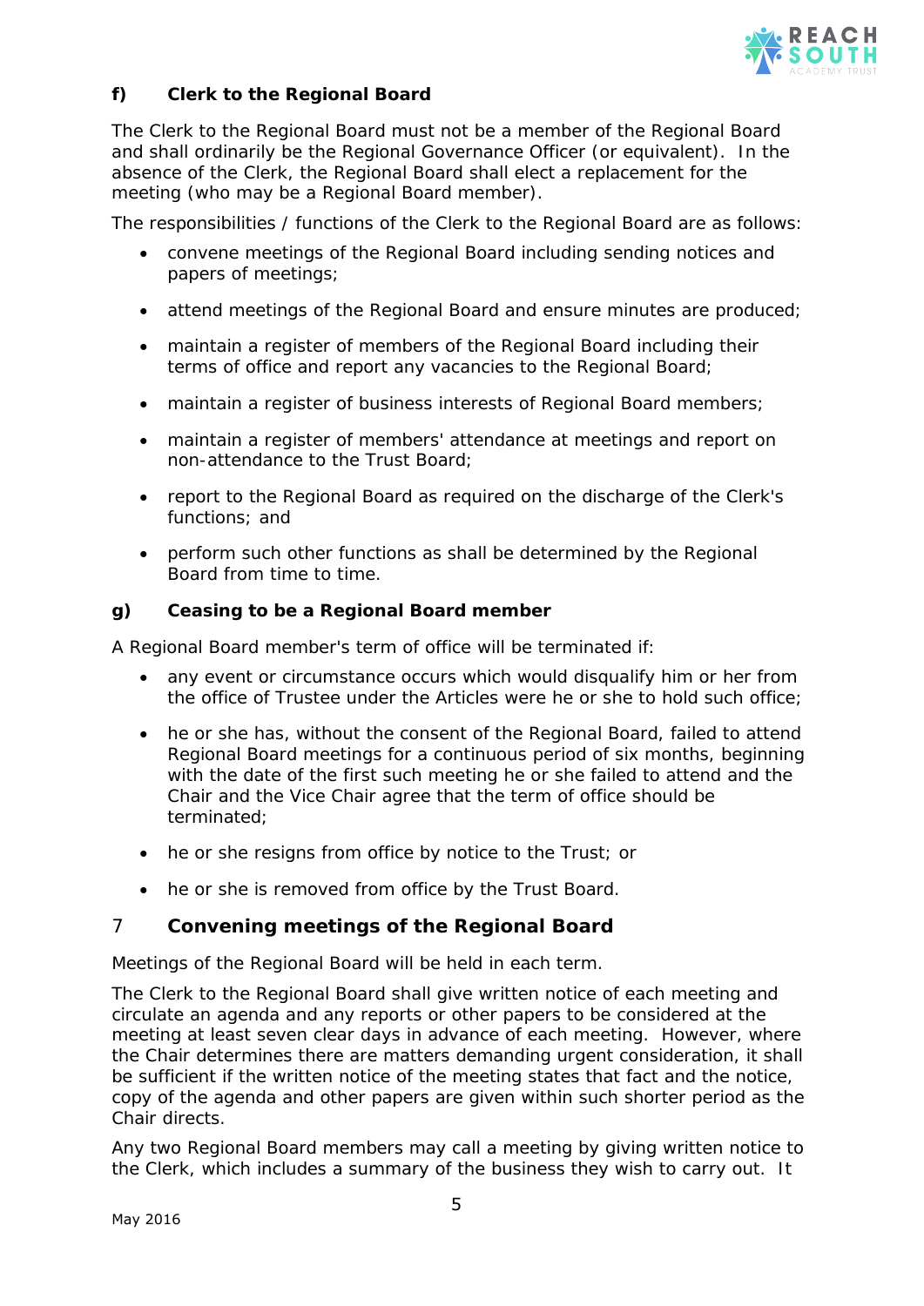### f) Clerk to the Regional Board

The Clerk to the Regional Board must not be a member of the Regional Board and shall ordinarily be the Regional Governance Officer (or equivalent). In the absence of the Clerk, the Regional Board shall elect a replacement for the meeting (who may be a Regional Board member).

The responsibilities / functions of the Clerk to the Regional Board are as follows:

- convene meetings of the Regional Board including sending notices and papers of meetings;
- attend meetings of the Regional Board and ensure minutes are produced;
- maintain a register of members of the Regional Board including their terms of office and report any vacancies to the Regional Board;
- maintain a register of business interests of Regional Board members;
- maintain a register of members' attendance at meetings and report on non-attendance to the Trust Board;
- report to the Regional Board as required on the discharge of the Clerk's functions; and
- perform such other functions as shall be determined by the Regional Board from time to time.

### g) Ceasing to be a Regional Board member

A Regional Board member's term of office will be terminated if:

- any event or circumstance occurs which would disqualify him or her from the office of Trustee under the Articles were he or she to hold such office;
- he or she has, without the consent of the Regional Board, failed to attend Regional Board meetings for a continuous period of six months, beginning with the date of the first such meeting he or she failed to attend and the Chair and the Vice Chair agree that the term of office should be terminated;
- he or she resigns from office by notice to the Trust; or
- he or she is removed from office by the Trust Board.

## 7 Convening meetings of the Regional Board

Meetings of the Regional Board will be held in each term.

The Clerk to the Regional Board shall give written notice of each meeting and circulate an agenda and any reports or other papers to be considered at the meeting at least seven clear days in advance of each meeting. However, where the Chair determines there are matters demanding urgent consideration, it shall be sufficient if the written notice of the meeting states that fact and the notice, copy of the agenda and other papers are given within such shorter period as the Chair directs.

Any two Regional Board members may call a meeting by giving written notice to the Clerk, which includes a summary of the business they wish to carry out. It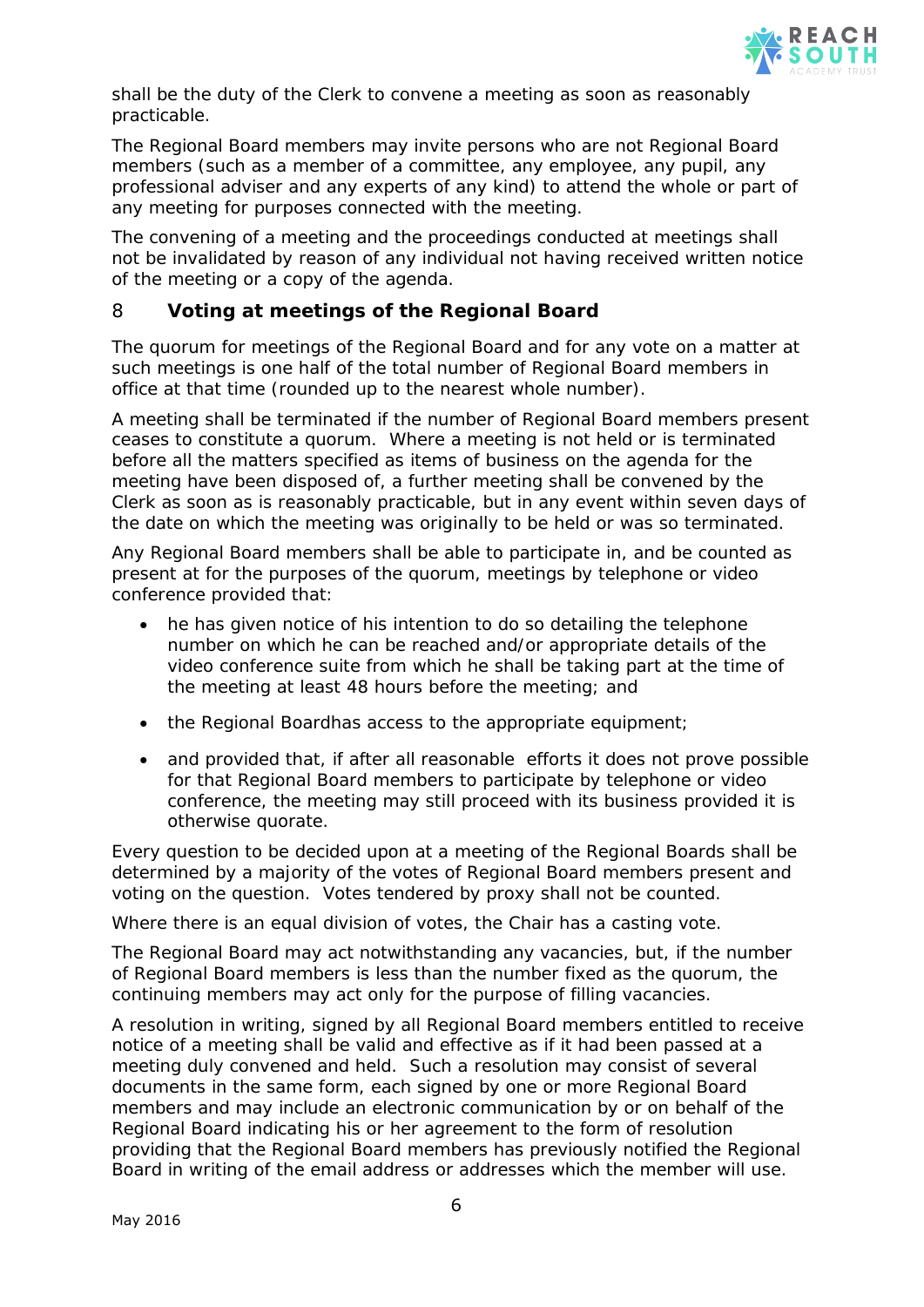shall be the duty of the Clerk to convene a meeting as soon as reasonably practicable.

The Regional Board members may invite persons who are not Regional Board members (such as a member of a committee, any employee, any pupil, any professional adviser and any experts of any kind) to attend the whole or part of any meeting for purposes connected with the meeting.

The convening of a meeting and the proceedings conducted at meetings shall not be invalidated by reason of any individual not having received written notice of the meeting or a copy of the agenda.

## 8 Voting at meetings of the Regional Board

The quorum for meetings of the Regional Board and for any vote on a matter at such meetings is one half of the total number of Regional Board members in office at that time (rounded up to the nearest whole number).

A meeting shall be terminated if the number of Regional Board members present ceases to constitute a quorum. Where a meeting is not held or is terminated before all the matters specified as items of business on the agenda for the meeting have been disposed of, a further meeting shall be convened by the Clerk as soon as is reasonably practicable, but in any event within seven days of the date on which the meeting was originally to be held or was so terminated.

Any Regional Board members shall be able to participate in, and be counted as present at for the purposes of the quorum, meetings by telephone or video conference provided that:

- he has given notice of his intention to do so detailing the telephone number on which he can be reached and/or appropriate details of the video conference suite from which he shall be taking part at the time of the meeting at least 48 hours before the meeting; and
- the Regional Boardhas access to the appropriate equipment;
- and provided that, if after all reasonable efforts it does not prove possible for that Regional Board members to participate by telephone or video conference, the meeting may still proceed with its business provided it is otherwise quorate.

Every question to be decided upon at a meeting of the Regional Boards shall be determined by a majority of the votes of Regional Board members present and voting on the question. Votes tendered by proxy shall not be counted.

Where there is an equal division of votes, the Chair has a casting vote.

The Regional Board may act notwithstanding any vacancies, but, if the number of Regional Board members is less than the number fixed as the quorum, the continuing members may act only for the purpose of filling vacancies.

A resolution in writing, signed by all Regional Board members entitled to receive notice of a meeting shall be valid and effective as if it had been passed at a meeting duly convened and held. Such a resolution may consist of several documents in the same form, each signed by one or more Regional Board members and may include an electronic communication by or on behalf of the Regional Board indicating his or her agreement to the form of resolution providing that the Regional Board members has previously notified the Regional Board in writing of the email address or addresses which the member will use.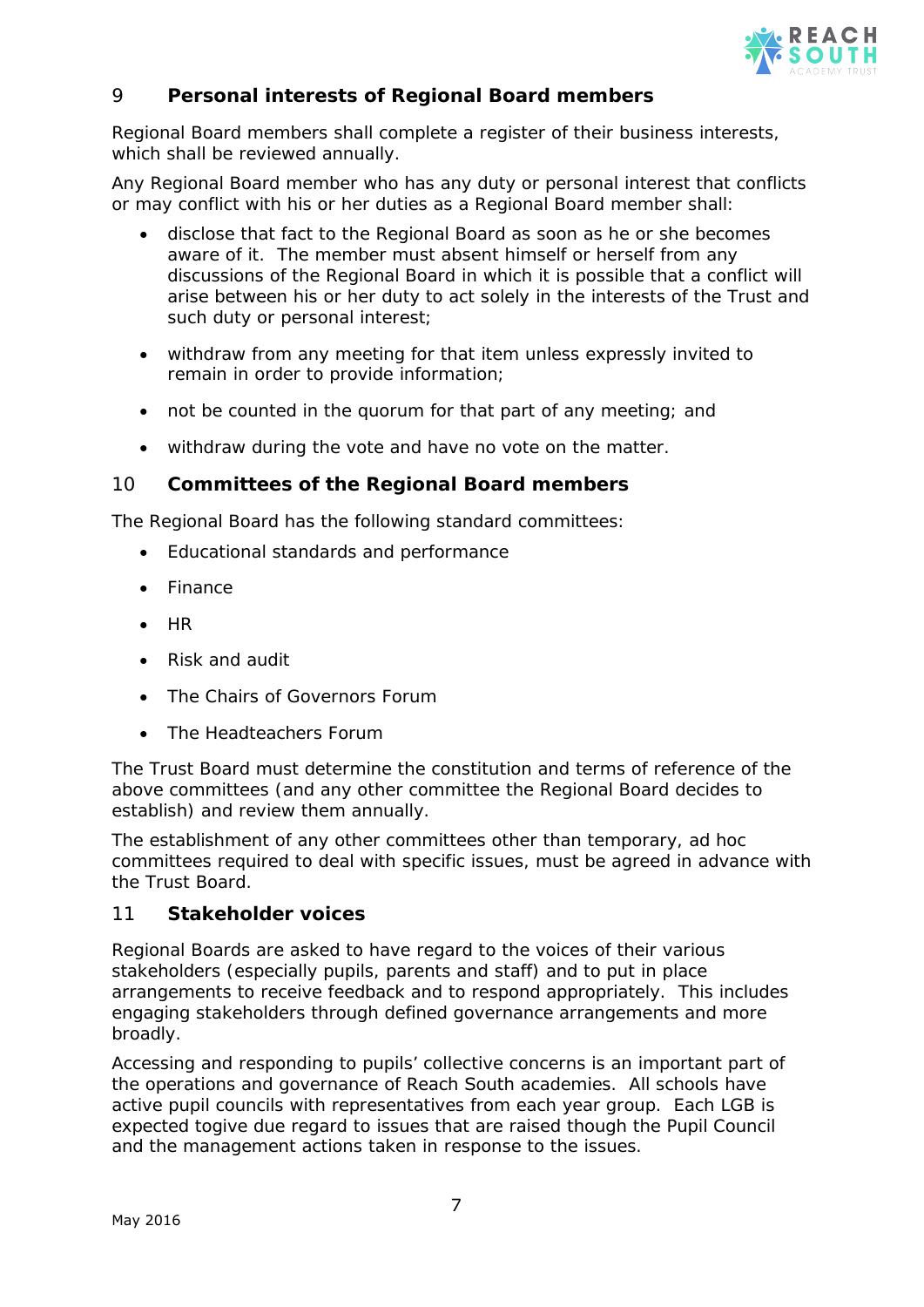## 9 Personal interests of Regional Board members

Regional Board members shall complete a register of their business interests, which shall be reviewed annually.

Any Regional Board member who has any duty or personal interest that conflicts or may conflict with his or her duties as a Regional Board member shall:

- disclose that fact to the Regional Board as soon as he or she becomes aware of it. The member must absent himself or herself from any discussions of the Regional Board in which it is possible that a conflict will arise between his or her duty to act solely in the interests of the Trust and such duty or personal interest;
- withdraw from any meeting for that item unless expressly invited to remain in order to provide information;
- not be counted in the quorum for that part of any meeting; and
- withdraw during the vote and have no vote on the matter.

## 10 Committees of the Regional Board members

The Regional Board has the following standard committees:

- Educational standards and performance
- Finance
- HR
- Risk and audit
- The Chairs of Governors Forum
- The Headteachers Forum

The Trust Board must determine the constitution and terms of reference of the above committees (and any other committee the Regional Board decides to establish) and review them annually.

The establishment of any other committees other than temporary, ad hoc committees required to deal with specific issues, must be agreed in advance with the Trust Board.

## 11 Stakeholder voices

Regional Boards are asked to have regard to the voices of their various stakeholders (especially pupils, parents and staff) and to put in place arrangements to receive feedback and to respond appropriately. This includes engaging stakeholders through defined governance arrangements and more broadly.

Accessing and responding to pupils' collective concerns is an important part of the operations and governance of Reach South academies. All schools have active pupil councils with representatives from each year group. Each LGB is expected togive due regard to issues that are raised though the Pupil Council and the management actions taken in response to the issues.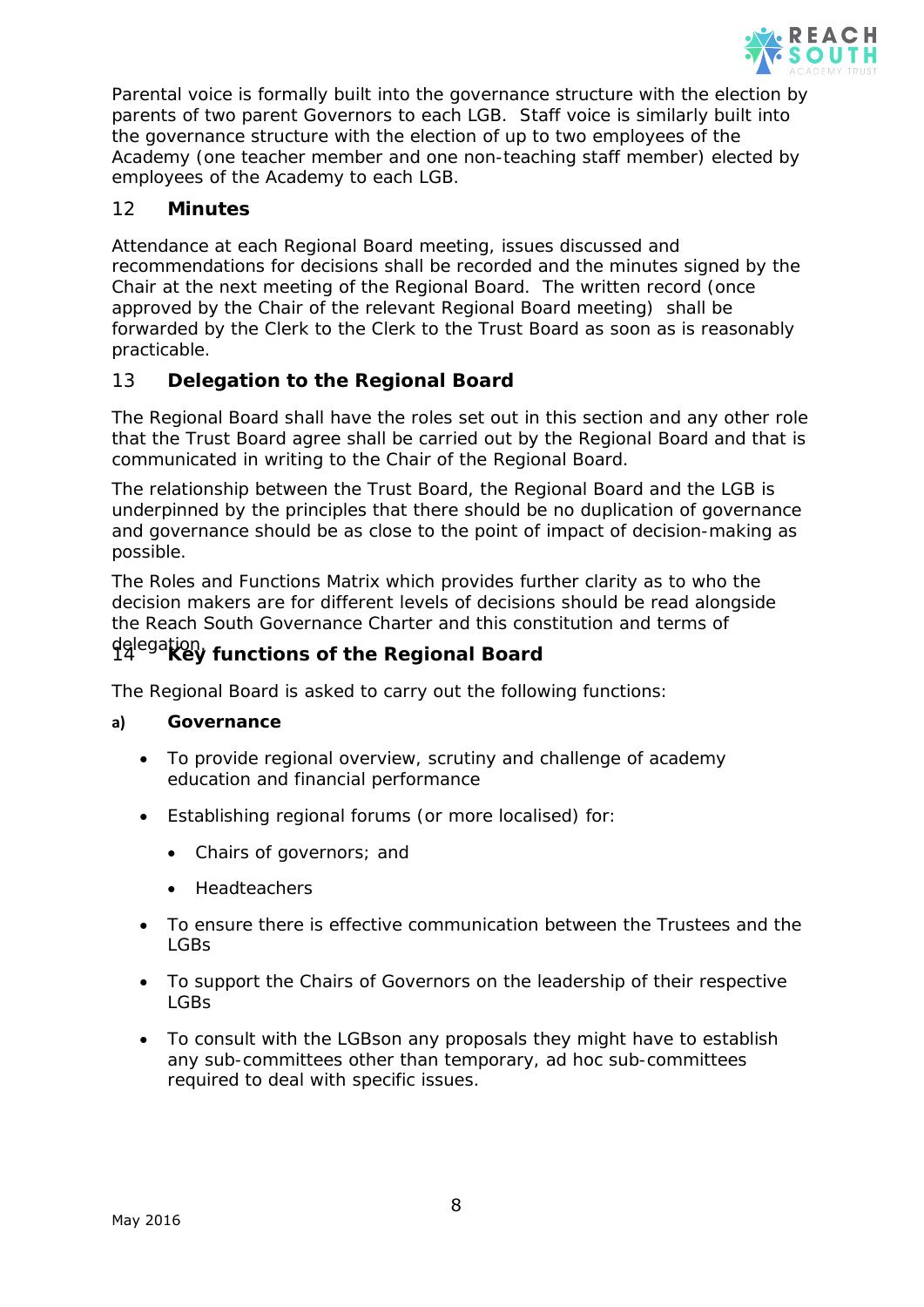Parental voice is formally built into the governance structure with the election by parents of two parent Governors to each LGB. Staff voice is similarly built into the governance structure with the election of up to two employees of the Academy (one teacher member and one non-teaching staff member) elected by employees of the Academy to each LGB.

## 12 Minutes

Attendance at each Regional Board meeting, issues discussed and recommendations for decisions shall be recorded and the minutes signed by the Chair at the next meeting of the Regional Board. The written record (once approved by the Chair of the relevant Regional Board meeting) shall be forwarded by the Clerk to the Clerk to the Trust Board as soon as is reasonably practicable.

## 13 Delegation to the Regional Board

The Regional Board shall have the roles set out in this section and any other role that the Trust Board agree shall be carried out by the Regional Board and that is communicated in writing to the Chair of the Regional Board.

The relationship between the Trust Board, the Regional Board and the LGB is underpinned by the principles that there should be no duplication of governance and governance should be as close to the point of impact of decision-making as possible.

The Roles and Functions Matrix which provides further clarity as to who the decision makers are for different levels of decisions should be read alongside the Reach South Governance Charter and this constitution and terms of delegation.

## 14 Key functions of the Regional Board

The Regional Board is asked to carry out the following functions:

### a) Governance

- To provide regional overview, scrutiny and challenge of academy education and financial performance
- Establishing regional forums (or more localised) for:
  - Chairs of governors; and
  - Headteachers
- To ensure there is effective communication between the Trustees and the LGBs
- To support the Chairs of Governors on the leadership of their respective LGBs
- To consult with the LGBson any proposals they might have to establish any sub-committees other than temporary, ad hoc sub-committees required to deal with specific issues.

May 2016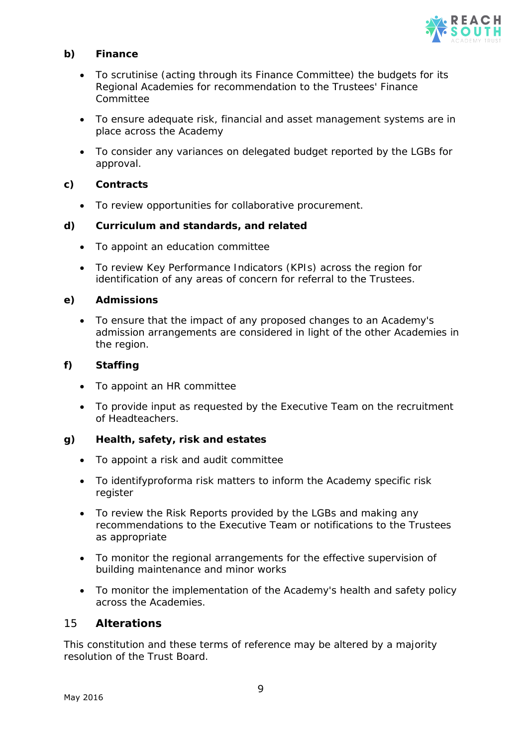**b) Finance**

- To scrutinise (acting through its Finance Committee) the budgets for its Regional Academies for recommendation to the Trustees' Finance Committee
- To ensure adequate risk, financial and asset management systems are in place across the Academy
- To consider any variances on delegated budget reported by the LGBs for approval.

**c) Contracts**

- To review opportunities for collaborative procurement.

**d) Curriculum and standards, and related**

- To appoint an education committee
- To review Key Performance Indicators (KPIs) across the region for identification of any areas of concern for referral to the Trustees.

**e) Admissions**

- To ensure that the impact of any proposed changes to an Academy's admission arrangements are considered in light of the other Academies in the region.

**f) Staffing**

- To appoint an HR committee
- To provide input as requested by the Executive Team on the recruitment of Headteachers.

**g) Health, safety, risk and estates**

- To appoint a risk and audit committee
- To identifyproforma risk matters to inform the Academy specific risk register
- To review the Risk Reports provided by the LGBs and making any recommendations to the Executive Team or notifications to the Trustees as appropriate
- To monitor the regional arrangements for the effective supervision of building maintenance and minor works
- To monitor the implementation of the Academy's health and safety policy across the Academies.

## 15 Alterations

This constitution and these terms of reference may be altered by a majority resolution of the Trust Board.

May 2016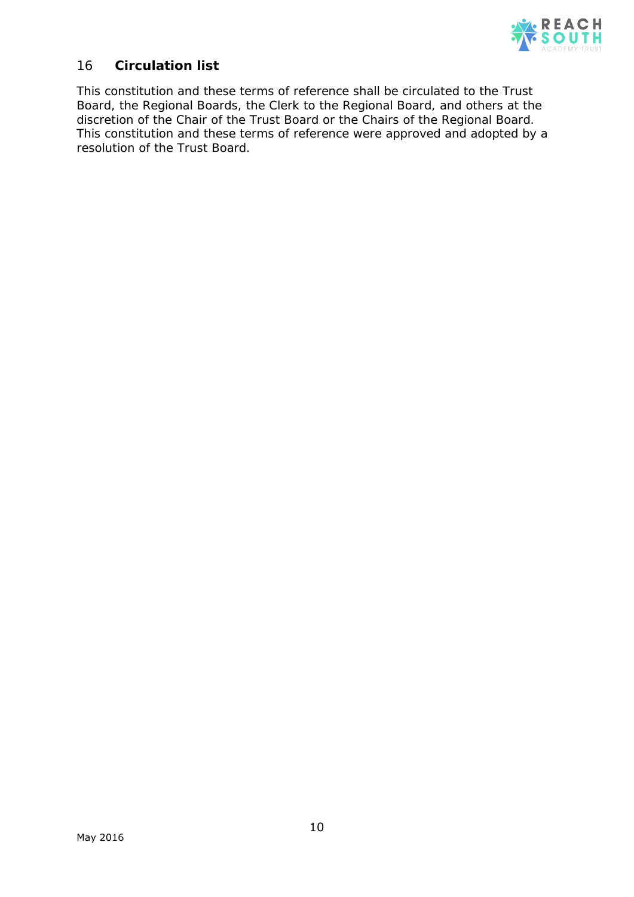## 16 Circulation list

This constitution and these terms of reference shall be circulated to the Trust Board, the Regional Boards, the Clerk to the Regional Board, and others at the discretion of the Chair of the Trust Board or the Chairs of the Regional Board. This constitution and these terms of reference were approved and adopted by a resolution of the Trust Board.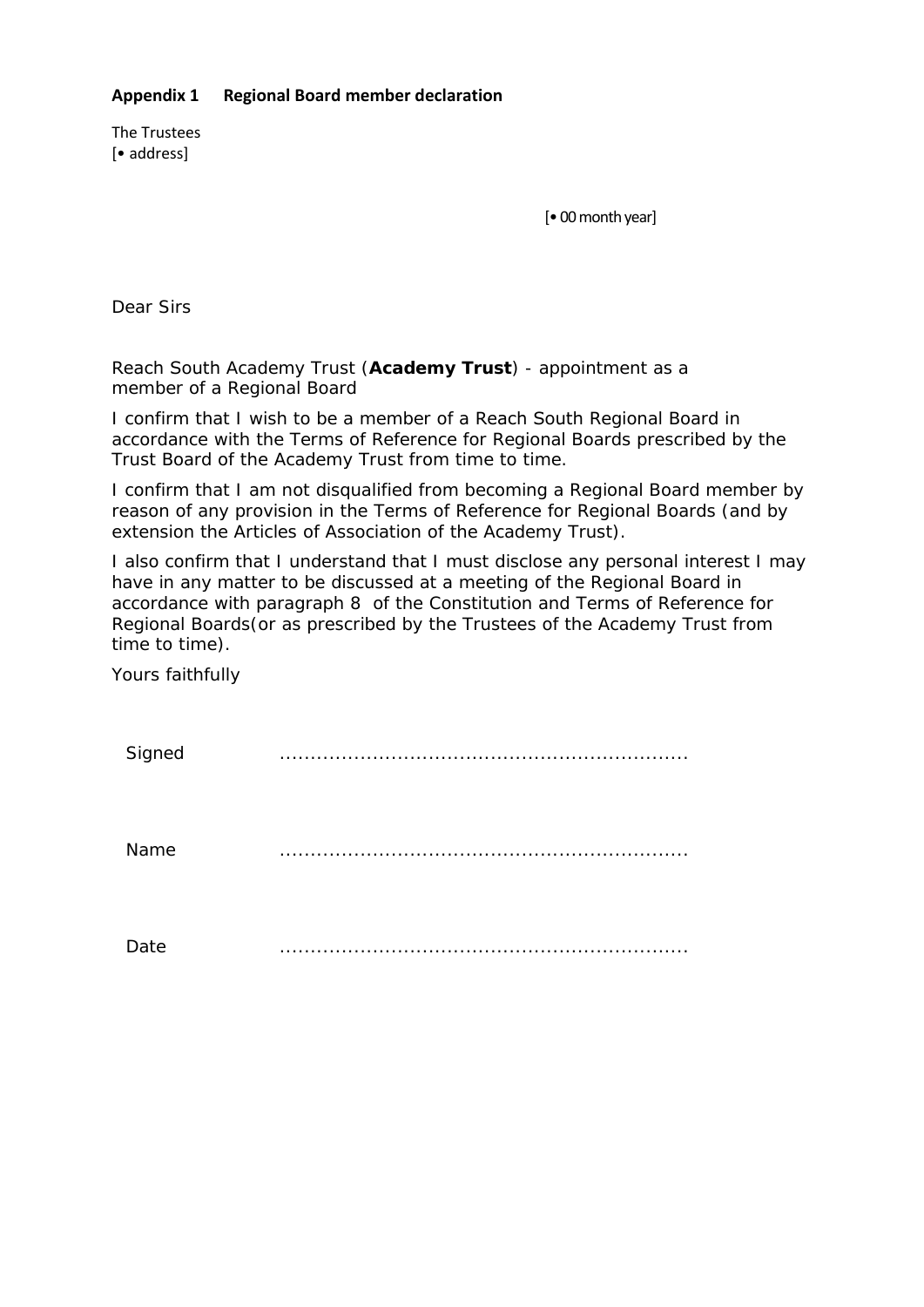**Appendix 1 Regional Board member declaration**

The Trustees
[• address]

[• 00 month year]

Dear Sirs

Reach South Academy Trust (**Academy Trust**) - appointment as a member of a Regional Board

I confirm that I wish to be a member of a Reach South Regional Board in accordance with the Terms of Reference for Regional Boards prescribed by the Trust Board of the Academy Trust from time to time.

I confirm that I am not disqualified from becoming a Regional Board member by reason of any provision in the Terms of Reference for Regional Boards (and by extension the Articles of Association of the Academy Trust).

I also confirm that I understand that I must disclose any personal interest I may have in any matter to be discussed at a meeting of the Regional Board in accordance with paragraph 8 of the Constitution and Terms of Reference for Regional Boards(or as prescribed by the Trustees of the Academy Trust from time to time).

Yours faithfully

Signed ..................................................................

Name ..................................................................

Date ..................................................................